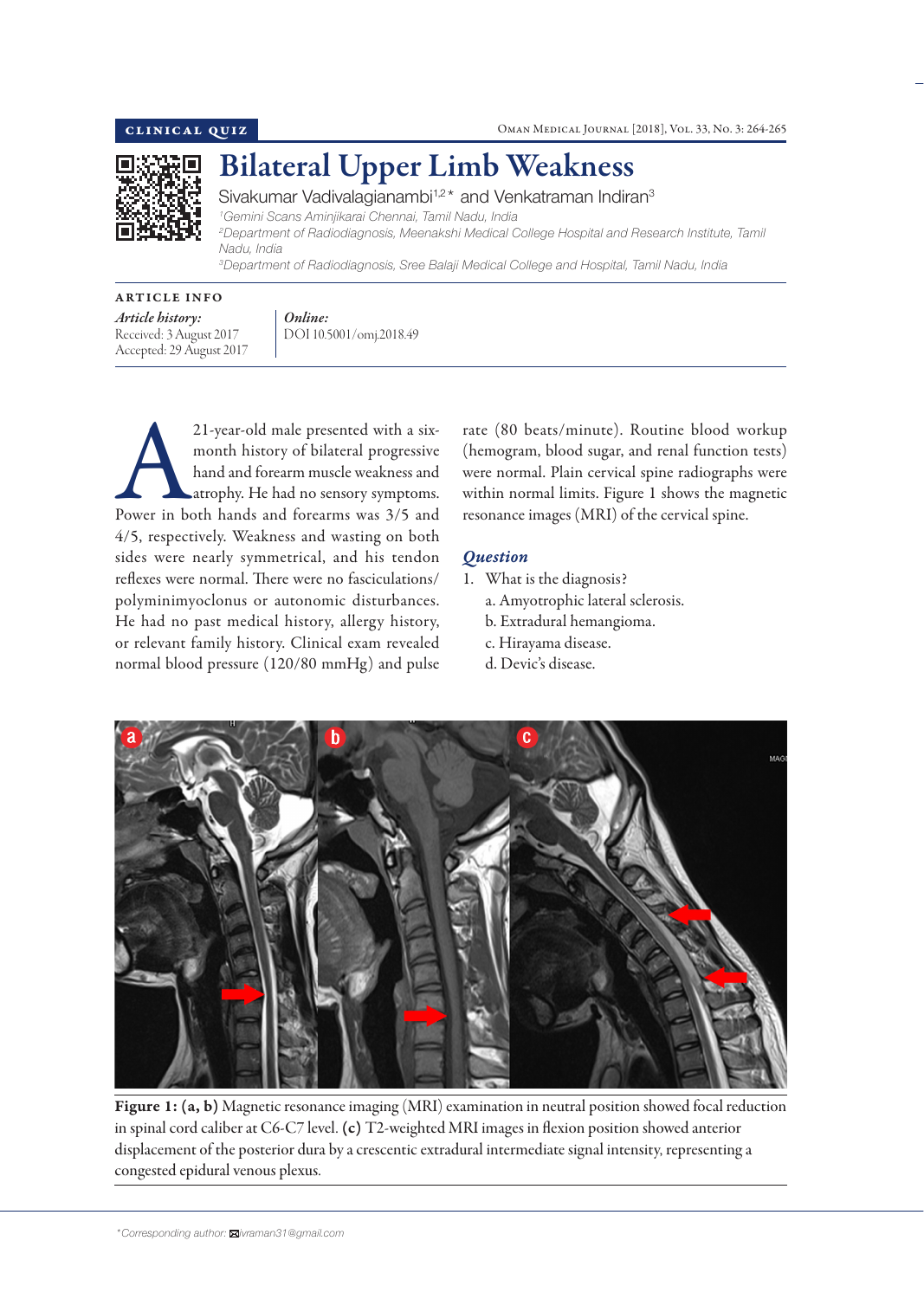CLINICAL QUIZ

# Bilateral Upper Limb Weakness

Sivakumar Vadivalagianambi[1,2]* and Venkatraman Indiran[3]

[1]Gemini Scans Aminjikarai Chennai, Tamil Nadu, India

[2]Department of Radiodiagnosis, Meenakshi Medical College Hospital and Research Institute, Tamil Nadu, India

[3]Department of Radiodiagnosis, Sree Balaji Medical College and Hospital, Tamil Nadu, India

ARTICLE INFO

*Article history:*
Received: 3 August 2017
Accepted: 29 August 2017

*Online:*
DOI 10.5001/omj.2018.49

A 21-year-old male presented with a six-month history of bilateral progressive hand and forearm muscle weakness and atrophy. He had no sensory symptoms. Power in both hands and forearms was 3/5 and 4/5, respectively. Weakness and wasting on both sides were nearly symmetrical, and his tendon reflexes were normal. There were no fasciculations/polyminimyoclonus or autonomic disturbances. He had no past medical history, allergy history, or relevant family history. Clinical exam revealed normal blood pressure (120/80 mmHg) and pulse rate (80 beats/minute). Routine blood workup (hemogram, blood sugar, and renal function tests) were normal. Plain cervical spine radiographs were within normal limits. Figure 1 shows the magnetic resonance images (MRI) of the cervical spine.

## *Question*

1. What is the diagnosis?
   a. Amyotrophic lateral sclerosis.
   b. Extradural hemangioma.
   c. Hirayama disease.
   d. Devic's disease.

**Figure 1: (a, b)** Magnetic resonance imaging (MRI) examination in neutral position showed focal reduction in spinal cord caliber at C6-C7 level. **(c)** T2-weighted MRI images in flexion position showed anterior displacement of the posterior dura by a crescentic extradural intermediate signal intensity, representing a congested epidural venous plexus.

*Corresponding author: ✉ ivraman31@gmail.com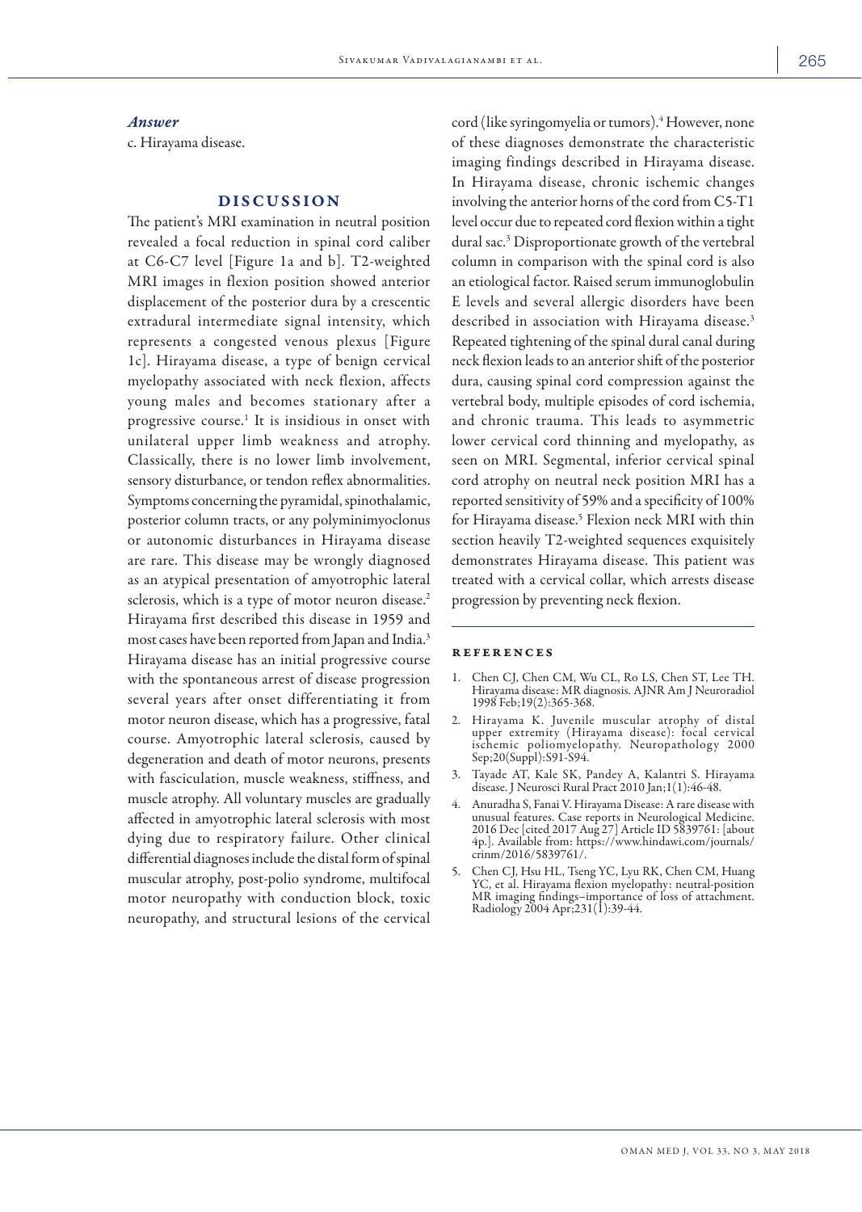### *Answer*

c. Hirayama disease.

## DISCUSSION

The patient's MRI examination in neutral position revealed a focal reduction in spinal cord caliber at C6-C7 level [Figure 1a and b]. T2-weighted MRI images in flexion position showed anterior displacement of the posterior dura by a crescentic extradural intermediate signal intensity, which represents a congested venous plexus [Figure 1c]. Hirayama disease, a type of benign cervical myelopathy associated with neck flexion, affects young males and becomes stationary after a progressive course.[1] It is insidious in onset with unilateral upper limb weakness and atrophy. Classically, there is no lower limb involvement, sensory disturbance, or tendon reflex abnormalities. Symptoms concerning the pyramidal, spinothalamic, posterior column tracts, or any polyminimyoclonus or autonomic disturbances in Hirayama disease are rare. This disease may be wrongly diagnosed as an atypical presentation of amyotrophic lateral sclerosis, which is a type of motor neuron disease.[2] Hirayama first described this disease in 1959 and most cases have been reported from Japan and India.[3] Hirayama disease has an initial progressive course with the spontaneous arrest of disease progression several years after onset differentiating it from motor neuron disease, which has a progressive, fatal course. Amyotrophic lateral sclerosis, caused by degeneration and death of motor neurons, presents with fasciculation, muscle weakness, stiffness, and muscle atrophy. All voluntary muscles are gradually affected in amyotrophic lateral sclerosis with most dying due to respiratory failure. Other clinical differential diagnoses include the distal form of spinal muscular atrophy, post-polio syndrome, multifocal motor neuropathy with conduction block, toxic neuropathy, and structural lesions of the cervical cord (like syringomyelia or tumors).[4] However, none of these diagnoses demonstrate the characteristic imaging findings described in Hirayama disease. In Hirayama disease, chronic ischemic changes involving the anterior horns of the cord from C5-T1 level occur due to repeated cord flexion within a tight dural sac.[3] Disproportionate growth of the vertebral column in comparison with the spinal cord is also an etiological factor. Raised serum immunoglobulin E levels and several allergic disorders have been described in association with Hirayama disease.[3] Repeated tightening of the spinal dural canal during neck flexion leads to an anterior shift of the posterior dura, causing spinal cord compression against the vertebral body, multiple episodes of cord ischemia, and chronic trauma. This leads to asymmetric lower cervical cord thinning and myelopathy, as seen on MRI. Segmental, inferior cervical spinal cord atrophy on neutral neck position MRI has a reported sensitivity of 59% and a specificity of 100% for Hirayama disease.[5] Flexion neck MRI with thin section heavily T2-weighted sequences exquisitely demonstrates Hirayama disease. This patient was treated with a cervical collar, which arrests disease progression by preventing neck flexion.

## REFERENCES

1. Chen CJ, Chen CM, Wu CL, Ro LS, Chen ST, Lee TH. Hirayama disease: MR diagnosis. AJNR Am J Neuroradiol 1998 Feb;19(2):365-368.
2. Hirayama K. Juvenile muscular atrophy of distal upper extremity (Hirayama disease): focal cervical ischemic poliomyelopathy. Neuropathology 2000 Sep;20(Suppl):S91-S94.
3. Tayade AT, Kale SK, Pandey A, Kalantri S. Hirayama disease. J Neurosci Rural Pract 2010 Jan;1(1):46-48.
4. Anuradha S, Fanai V. Hirayama Disease: A rare disease with unusual features. Case reports in Neurological Medicine. 2016 Dec [cited 2017 Aug 27] Article ID 5839761: [about 4p.]. Available from: https://www.hindawi.com/journals/crinm/2016/5839761/.
5. Chen CJ, Hsu HL, Tseng YC, Lyu RK, Chen CM, Huang YC, et al. Hirayama flexion myelopathy: neutral-position MR imaging findings–importance of loss of attachment. Radiology 2004 Apr;231(1):39-44.